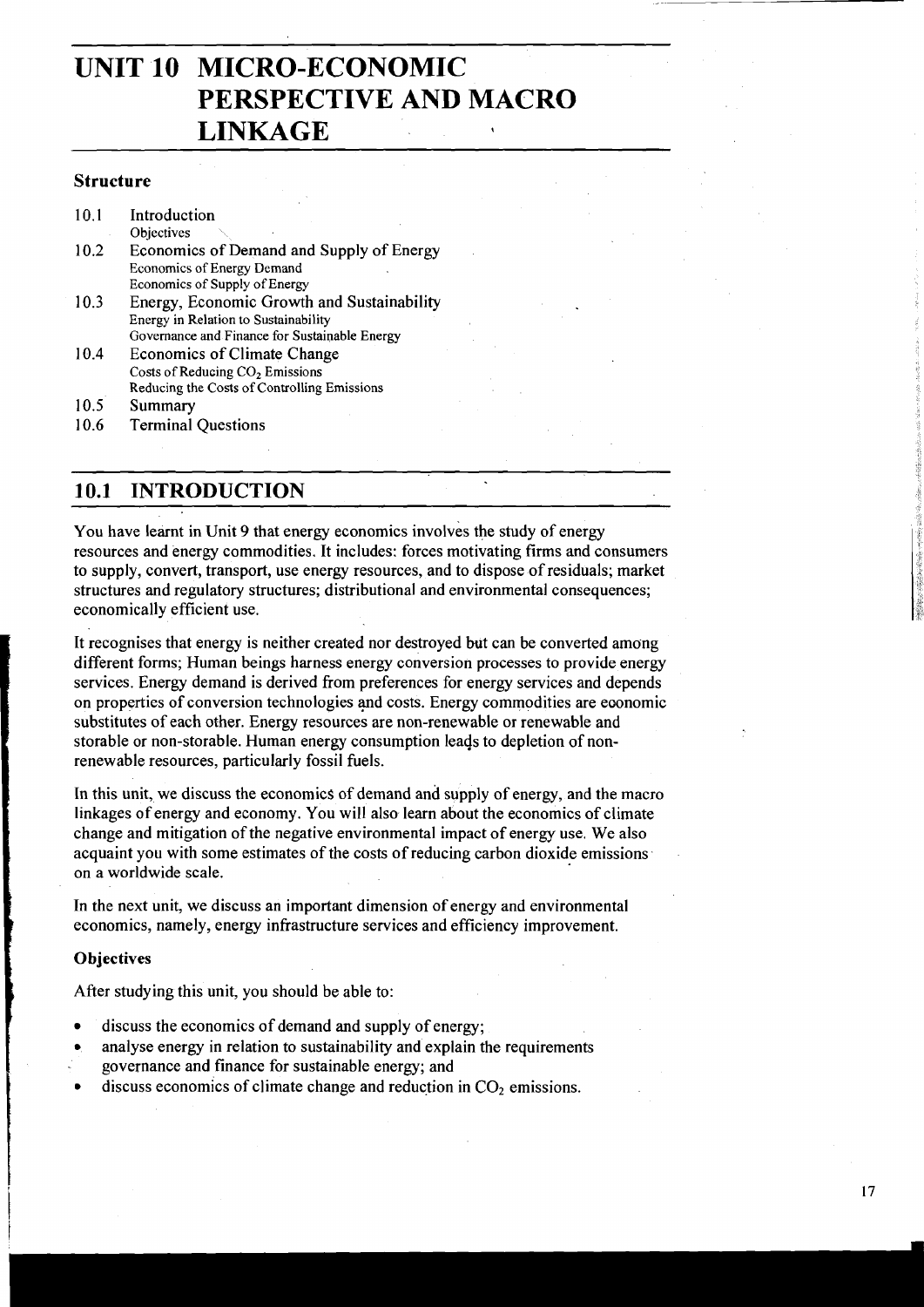# UNIT 10 MICRO-ECONOMIC PERSPECTIVE AND MACRO LINKAGE

### Structure

10.1 Introduction
  Objectives
10.2 Economics of Demand and Supply of Energy
  Economics of Energy Demand
  Economics of Supply of Energy
10.3 Energy, Economic Growth and Sustainability
  Energy in Relation to Sustainability
  Governance and Finance for Sustainable Energy
10.4 Economics of Climate Change
  Costs of Reducing $CO_2$ Emissions
  Reducing the Costs of Controlling Emissions
10.5 Summary
10.6 Terminal Questions

## 10.1 INTRODUCTION

You have learnt in Unit 9 that energy economics involves the study of energy resources and energy commodities. It includes: forces motivating firms and consumers to supply, convert, transport, use energy resources, and to dispose of residuals; market structures and regulatory structures; distributional and environmental consequences; economically efficient use.

It recognises that energy is neither created nor destroyed but can be converted among different forms; Human beings harness energy conversion processes to provide energy services. Energy demand is derived from preferences for energy services and depends on properties of conversion technologies and costs. Energy commodities are economic substitutes of each other. Energy resources are non-renewable or renewable and storable or non-storable. Human energy consumption leads to depletion of non-renewable resources, particularly fossil fuels.

In this unit, we discuss the economics of demand and supply of energy, and the macro linkages of energy and economy. You will also learn about the economics of climate change and mitigation of the negative environmental impact of energy use. We also acquaint you with some estimates of the costs of reducing carbon dioxide emissions on a worldwide scale.

In the next unit, we discuss an important dimension of energy and environmental economics, namely, energy infrastructure services and efficiency improvement.

### Objectives

After studying this unit, you should be able to:

- discuss the economics of demand and supply of energy;
- analyse energy in relation to sustainability and explain the requirements governance and finance for sustainable energy; and
- discuss economics of climate change and reduction in $CO_2$ emissions.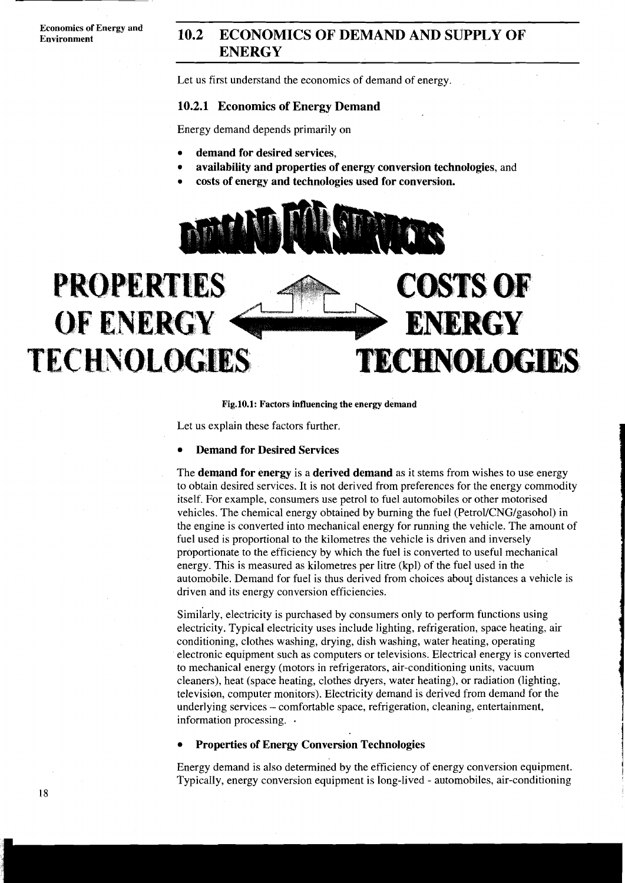## 10.2 ECONOMICS OF DEMAND AND SUPPLY OF ENERGY

Let us first understand the economics of demand of energy.

### 10.2.1 Economics of Energy Demand

Energy demand depends primarily on

- **demand for desired services,**
- **availability and properties of energy conversion technologies,** and
- **costs of energy and technologies used for conversion.**

DEMAND FOR SERVICES

PROPERTIES OF ENERGY TECHNOLOGIES — COSTS OF ENERGY TECHNOLOGIES

**Fig.10.1: Factors influencing the energy demand**

Let us explain these factors further.

- **Demand for Desired Services**

The **demand for energy** is a **derived demand** as it stems from wishes to use energy to obtain desired services. It is not derived from preferences for the energy commodity itself. For example, consumers use petrol to fuel automobiles or other motorised vehicles. The chemical energy obtained by burning the fuel (Petrol/CNG/gasohol) in the engine is converted into mechanical energy for running the vehicle. The amount of fuel used is proportional to the kilometres the vehicle is driven and inversely proportionate to the efficiency by which the fuel is converted to useful mechanical energy. This is measured as kilometres per litre (kpl) of the fuel used in the automobile. Demand for fuel is thus derived from choices about distances a vehicle is driven and its energy conversion efficiencies.

Similarly, electricity is purchased by consumers only to perform functions using electricity. Typical electricity uses include lighting, refrigeration, space heating, air conditioning, clothes washing, drying, dish washing, water heating, operating electronic equipment such as computers or televisions. Electrical energy is converted to mechanical energy (motors in refrigerators, air-conditioning units, vacuum cleaners), heat (space heating, clothes dryers, water heating), or radiation (lighting, television, computer monitors). Electricity demand is derived from demand for the underlying services – comfortable space, refrigeration, cleaning, entertainment, information processing.

- **Properties of Energy Conversion Technologies**

Energy demand is also determined by the efficiency of energy conversion equipment. Typically, energy conversion equipment is long-lived - automobiles, air-conditioning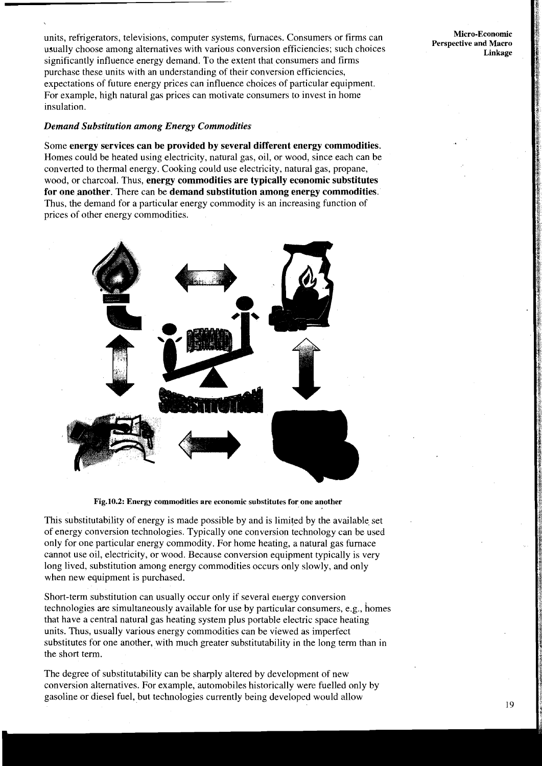units, refrigerators, televisions, computer systems, furnaces. Consumers or firms can usually choose among alternatives with various conversion efficiencies; such choices significantly influence energy demand. To the extent that consumers and firms purchase these units with an understanding of their conversion efficiencies, expectations of future energy prices can influence choices of particular equipment. For example, high natural gas prices can motivate consumers to invest in home insulation.

### *Demand Substitution among Energy Commodities*

Some **energy services can be provided by several different energy commodities.** Homes could be heated using electricity, natural gas, oil, or wood, since each can be converted to thermal energy. Cooking could use electricity, natural gas, propane, wood, or charcoal. Thus, **energy commodities are typically economic substitutes for one another**. There can be **demand substitution among energy commodities**. Thus, the demand for a particular energy commodity is an increasing function of prices of other energy commodities.

**Fig.10.2: Energy commodities are economic substitutes for one another**

This substitutability of energy is made possible by and is limited by the available set of energy conversion technologies. Typically one conversion technology can be used only for one particular energy commodity. For home heating, a natural gas furnace cannot use oil, electricity, or wood. Because conversion equipment typically is very long lived, substitution among energy commodities occurs only slowly, and only when new equipment is purchased.

Short-term substitution can usually occur only if several energy conversion technologies are simultaneously available for use by particular consumers, e.g., homes that have a central natural gas heating system plus portable electric space heating units. Thus, usually various energy commodities can be viewed as imperfect substitutes for one another, with much greater substitutability in the long term than in the short term.

The degree of substitutability can be sharply altered by development of new conversion alternatives. For example, automobiles historically were fuelled only by gasoline or diesel fuel, but technologies currently being developed would allow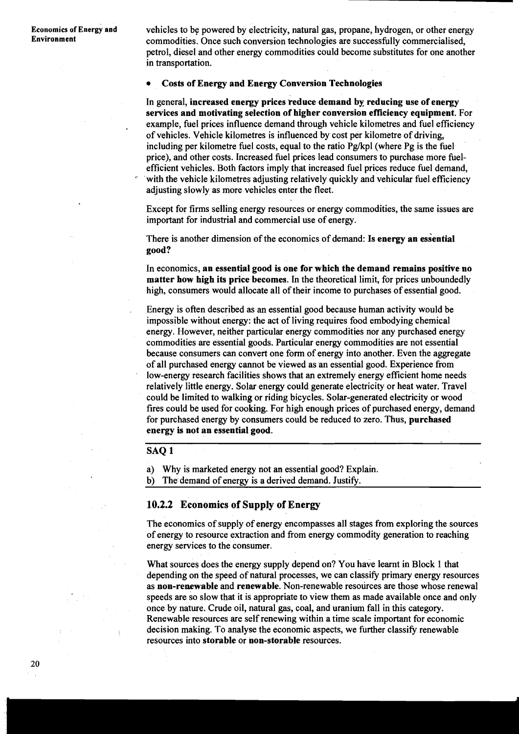vehicles to be powered by electricity, natural gas, propane, hydrogen, or other energy commodities. Once such conversion technologies are successfully commercialised, petrol, diesel and other energy commodities could become substitutes for one another in transportation.

- **Costs of Energy and Energy Conversion Technologies**

In general, **increased energy prices reduce demand by reducing use of energy services and motivating selection of higher conversion efficiency equipment**. For example, fuel prices influence demand through vehicle kilometres and fuel efficiency of vehicles. Vehicle kilometres is influenced by cost per kilometre of driving, including per kilometre fuel costs, equal to the ratio Pg/kpl (where Pg is the fuel price), and other costs. Increased fuel prices lead consumers to purchase more fuel-efficient vehicles. Both factors imply that increased fuel prices reduce fuel demand, with the vehicle kilometres adjusting relatively quickly and vehicular fuel efficiency adjusting slowly as more vehicles enter the fleet.

Except for firms selling energy resources or energy commodities, the same issues are important for industrial and commercial use of energy.

There is another dimension of the economics of demand: **Is energy an essential good?**

In economics, **an essential good is one for which the demand remains positive no matter how high its price becomes**. In the theoretical limit, for prices unboundedly high, consumers would allocate all of their income to purchases of essential good.

Energy is often described as an essential good because human activity would be impossible without energy: the act of living requires food embodying chemical energy. However, neither particular energy commodities nor any purchased energy commodities are essential goods. Particular energy commodities are not essential because consumers can convert one form of energy into another. Even the aggregate of all purchased energy cannot be viewed as an essential good. Experience from low-energy research facilities shows that an extremely energy efficient home needs relatively little energy. Solar energy could generate electricity or heat water. Travel could be limited to walking or riding bicycles. Solar-generated electricity or wood fires could be used for cooking. For high enough prices of purchased energy, demand for purchased energy by consumers could be reduced to zero. Thus, **purchased energy is not an essential good.**

**SAQ 1**

a) Why is marketed energy not an essential good? Explain.

b) The demand of energy is a derived demand. Justify.

### 10.2.2 Economics of Supply of Energy

The economics of supply of energy encompasses all stages from exploring the sources of energy to resource extraction and from energy commodity generation to reaching energy services to the consumer.

What sources does the energy supply depend on? You have learnt in Block 1 that depending on the speed of natural processes, we can classify primary energy resources as **non-renewable** and **renewable**. Non-renewable resources are those whose renewal speeds are so slow that it is appropriate to view them as made available once and only once by nature. Crude oil, natural gas, coal, and uranium fall in this category. Renewable resources are self renewing within a time scale important for economic decision making. To analyse the economic aspects, we further classify renewable resources into **storable** or **non-storable** resources.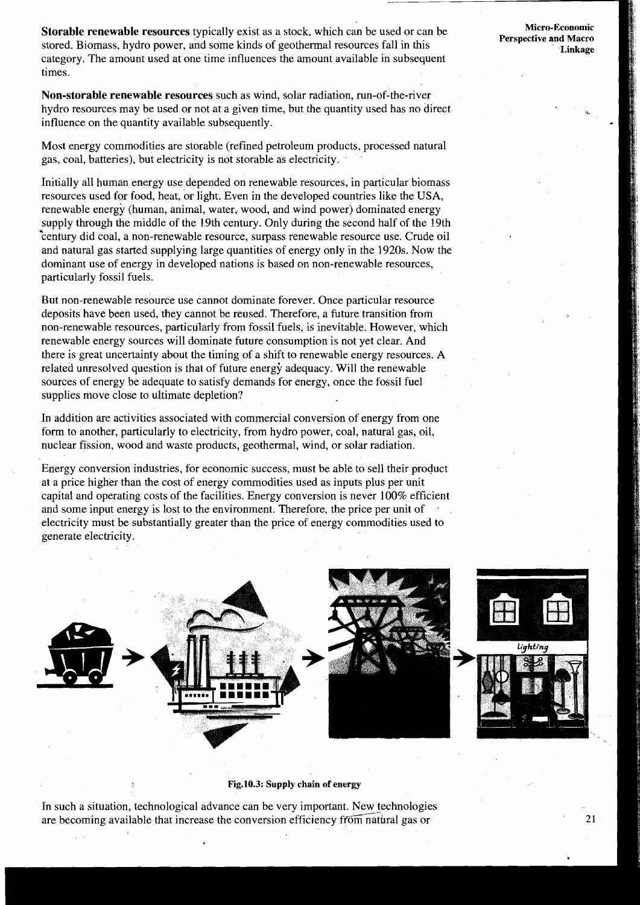**Storable renewable resources** typically exist as a stock, which can be used or can be stored. Biomass, hydro power, and some kinds of geothermal resources fall in this category. The amount used at one time influences the amount available in subsequent times.

**Non-storable renewable resources** such as wind, solar radiation, run-of-the-river hydro resources may be used or not at a given time, but the quantity used has no direct influence on the quantity available subsequently.

Most energy commodities are storable (refined petroleum products, processed natural gas, coal, batteries), but electricity is not storable as electricity.

Initially all human energy use depended on renewable resources, in particular biomass resources used for food, heat, or light. Even in the developed countries like the USA, renewable energy (human, animal, water, wood, and wind power) dominated energy supply through the middle of the 19th century. Only during the second half of the 19th century did coal, a non-renewable resource, surpass renewable resource use. Crude oil and natural gas started supplying large quantities of energy only in the 1920s. Now the dominant use of energy in developed nations is based on non-renewable resources, particularly fossil fuels.

But non-renewable resource use cannot dominate forever. Once particular resource deposits have been used, they cannot be reused. Therefore, a future transition from non-renewable resources, particularly from fossil fuels, is inevitable. However, which renewable energy sources will dominate future consumption is not yet clear. And there is great uncertainty about the timing of a shift to renewable energy resources. A related unresolved question is that of future energy adequacy. Will the renewable sources of energy be adequate to satisfy demands for energy, once the fossil fuel supplies move close to ultimate depletion?

In addition are activities associated with commercial conversion of energy from one form to another, particularly to electricity, from hydro power, coal, natural gas, oil, nuclear fission, wood and waste products, geothermal, wind, or solar radiation.

Energy conversion industries, for economic success, must be able to sell their product at a price higher than the cost of energy commodities used as inputs plus per unit capital and operating costs of the facilities. Energy conversion is never 100% efficient and some input energy is lost to the environment. Therefore, the price per unit of electricity must be substantially greater than the price of energy commodities used to generate electricity.

**Fig.10.3: Supply chain of energy**

In such a situation, technological advance can be very important. New technologies are becoming available that increase the conversion efficiency from natural gas or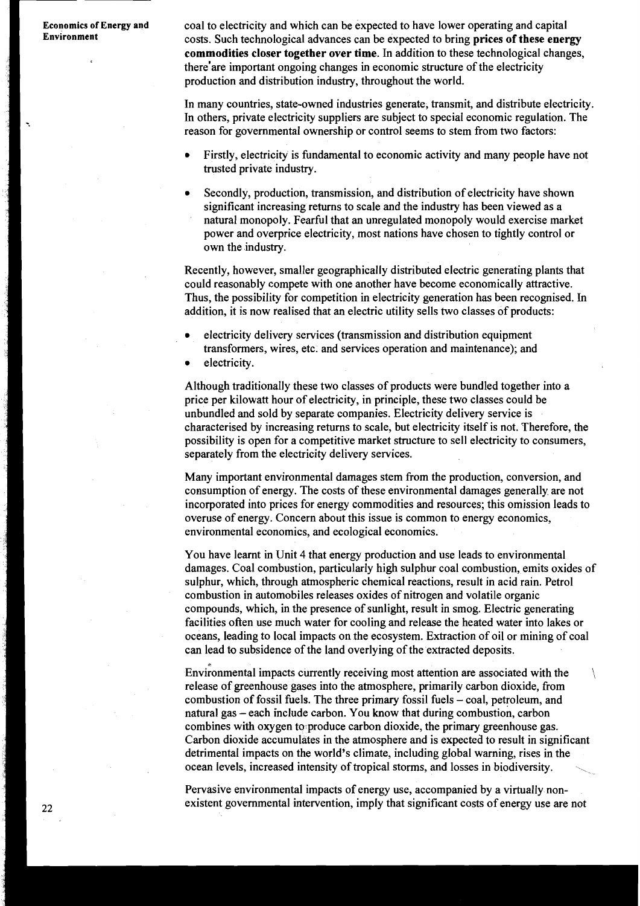coal to electricity and which can be expected to have lower operating and capital costs. Such technological advances can be expected to bring **prices of these energy commodities closer together over time**. In addition to these technological changes, there are important ongoing changes in economic structure of the electricity production and distribution industry, throughout the world.

In many countries, state-owned industries generate, transmit, and distribute electricity. In others, private electricity suppliers are subject to special economic regulation. The reason for governmental ownership or control seems to stem from two factors:

- Firstly, electricity is fundamental to economic activity and many people have not trusted private industry.
- Secondly, production, transmission, and distribution of electricity have shown significant increasing returns to scale and the industry has been viewed as a natural monopoly. Fearful that an unregulated monopoly would exercise market power and overprice electricity, most nations have chosen to tightly control or own the industry.

Recently, however, smaller geographically distributed electric generating plants that could reasonably compete with one another have become economically attractive. Thus, the possibility for competition in electricity generation has been recognised. In addition, it is now realised that an electric utility sells two classes of products:

- electricity delivery services (transmission and distribution equipment transformers, wires, etc. and services operation and maintenance); and
- electricity.

Although traditionally these two classes of products were bundled together into a price per kilowatt hour of electricity, in principle, these two classes could be unbundled and sold by separate companies. Electricity delivery service is characterised by increasing returns to scale, but electricity itself is not. Therefore, the possibility is open for a competitive market structure to sell electricity to consumers, separately from the electricity delivery services.

Many important environmental damages stem from the production, conversion, and consumption of energy. The costs of these environmental damages generally are not incorporated into prices for energy commodities and resources; this omission leads to overuse of energy. Concern about this issue is common to energy economics, environmental economics, and ecological economics.

You have learnt in Unit 4 that energy production and use leads to environmental damages. Coal combustion, particularly high sulphur coal combustion, emits oxides of sulphur, which, through atmospheric chemical reactions, result in acid rain. Petrol combustion in automobiles releases oxides of nitrogen and volatile organic compounds, which, in the presence of sunlight, result in smog. Electric generating facilities often use much water for cooling and release the heated water into lakes or oceans, leading to local impacts on the ecosystem. Extraction of oil or mining of coal can lead to subsidence of the land overlying of the extracted deposits.

Environmental impacts currently receiving most attention are associated with the release of greenhouse gases into the atmosphere, primarily carbon dioxide, from combustion of fossil fuels. The three primary fossil fuels – coal, petroleum, and natural gas – each include carbon. You know that during combustion, carbon combines with oxygen to produce carbon dioxide, the primary greenhouse gas. Carbon dioxide accumulates in the atmosphere and is expected to result in significant detrimental impacts on the world's climate, including global warning, rises in the ocean levels, increased intensity of tropical storms, and losses in biodiversity.

Pervasive environmental impacts of energy use, accompanied by a virtually non-existent governmental intervention, imply that significant costs of energy use are not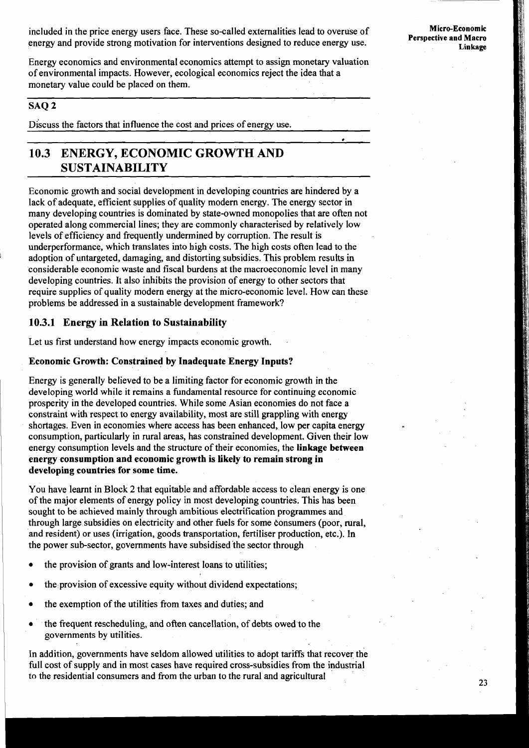included in the price energy users face. These so-called externalities lead to overuse of energy and provide strong motivation for interventions designed to reduce energy use.

Energy economics and environmental economics attempt to assign monetary valuation of environmental impacts. However, ecological economics reject the idea that a monetary value could be placed on them.

**SAQ 2**

Discuss the factors that influence the cost and prices of energy use.

## 10.3 ENERGY, ECONOMIC GROWTH AND SUSTAINABILITY

Economic growth and social development in developing countries are hindered by a lack of adequate, efficient supplies of quality modern energy. The energy sector in many developing countries is dominated by state-owned monopolies that are often not operated along commercial lines; they are commonly characterised by relatively low levels of efficiency and frequently undermined by corruption. The result is underperformance, which translates into high costs. The high costs often lead to the adoption of untargeted, damaging, and distorting subsidies. This problem results in considerable economic waste and fiscal burdens at the macroeconomic level in many developing countries. It also inhibits the provision of energy to other sectors that require supplies of quality modern energy at the micro-economic level. How can these problems be addressed in a sustainable development framework?

### 10.3.1 Energy in Relation to Sustainability

Let us first understand how energy impacts economic growth.

**Economic Growth: Constrained by Inadequate Energy Inputs?**

Energy is generally believed to be a limiting factor for economic growth in the developing world while it remains a fundamental resource for continuing economic prosperity in the developed countries. While some Asian economies do not face a constraint with respect to energy availability, most are still grappling with energy shortages. Even in economies where access has been enhanced, low per capita energy consumption, particularly in rural areas, has constrained development. Given their low energy consumption levels and the structure of their economies, the **linkage between energy consumption and economic growth is likely to remain strong in developing countries for some time.**

You have learnt in Block 2 that equitable and affordable access to clean energy is one of the major elements of energy policy in most developing countries. This has been sought to be achieved mainly through ambitious electrification programmes and through large subsidies on electricity and other fuels for some consumers (poor, rural, and resident) or uses (irrigation, goods transportation, fertiliser production, etc.). In the power sub-sector, governments have subsidised the sector through

- the provision of grants and low-interest loans to utilities;
- the provision of excessive equity without dividend expectations;
- the exemption of the utilities from taxes and duties; and
- the frequent rescheduling, and often cancellation, of debts owed to the governments by utilities.

In addition, governments have seldom allowed utilities to adopt tariffs that recover the full cost of supply and in most cases have required cross-subsidies from the industrial to the residential consumers and from the urban to the rural and agricultural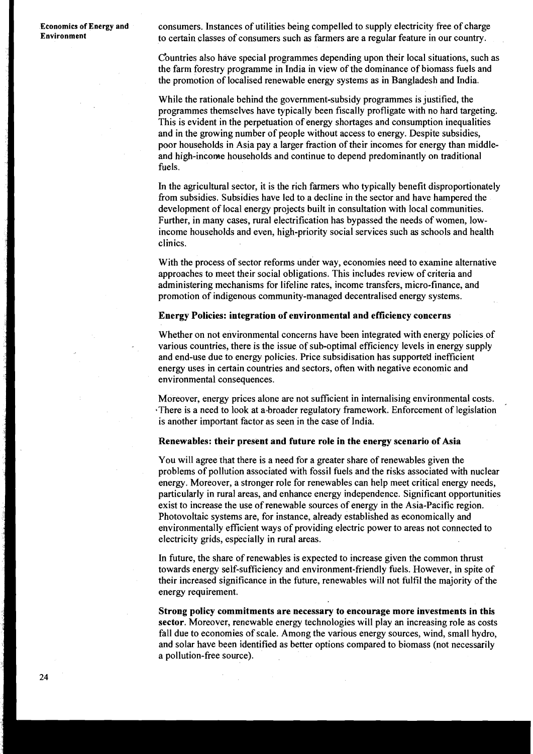consumers. Instances of utilities being compelled to supply electricity free of charge to certain classes of consumers such as farmers are a regular feature in our country.

Countries also have special programmes depending upon their local situations, such as the farm forestry programme in India in view of the dominance of biomass fuels and the promotion of localised renewable energy systems as in Bangladesh and India.

While the rationale behind the government-subsidy programmes is justified, the programmes themselves have typically been fiscally profligate with no hard targeting. This is evident in the perpetuation of energy shortages and consumption inequalities and in the growing number of people without access to energy. Despite subsidies, poor households in Asia pay a larger fraction of their incomes for energy than middle- and high-income households and continue to depend predominantly on traditional fuels.

In the agricultural sector, it is the rich farmers who typically benefit disproportionately from subsidies. Subsidies have led to a decline in the sector and have hampered the development of local energy projects built in consultation with local communities. Further, in many cases, rural electrification has bypassed the needs of women, low-income households and even, high-priority social services such as schools and health clinics.

With the process of sector reforms under way, economies need to examine alternative approaches to meet their social obligations. This includes review of criteria and administering mechanisms for lifeline rates, income transfers, micro-finance, and promotion of indigenous community-managed decentralised energy systems.

**Energy Policies: integration of environmental and efficiency concerns**

Whether on not environmental concerns have been integrated with energy policies of various countries, there is the issue of sub-optimal efficiency levels in energy supply and end-use due to energy policies. Price subsidisation has supported inefficient energy uses in certain countries and sectors, often with negative economic and environmental consequences.

Moreover, energy prices alone are not sufficient in internalising environmental costs. There is a need to look at a broader regulatory framework. Enforcement of legislation is another important factor as seen in the case of India.

**Renewables: their present and future role in the energy scenario of Asia**

You will agree that there is a need for a greater share of renewables given the problems of pollution associated with fossil fuels and the risks associated with nuclear energy. Moreover, a stronger role for renewables can help meet critical energy needs, particularly in rural areas, and enhance energy independence. Significant opportunities exist to increase the use of renewable sources of energy in the Asia-Pacific region. Photovoltaic systems are, for instance, already established as economically and environmentally efficient ways of providing electric power to areas not connected to electricity grids, especially in rural areas.

In future, the share of renewables is expected to increase given the common thrust towards energy self-sufficiency and environment-friendly fuels. However, in spite of their increased significance in the future, renewables will not fulfil the majority of the energy requirement.

**Strong policy commitments are necessary to encourage more investments in this sector**. Moreover, renewable energy technologies will play an increasing role as costs fall due to economies of scale. Among the various energy sources, wind, small hydro, and solar have been identified as better options compared to biomass (not necessarily a pollution-free source).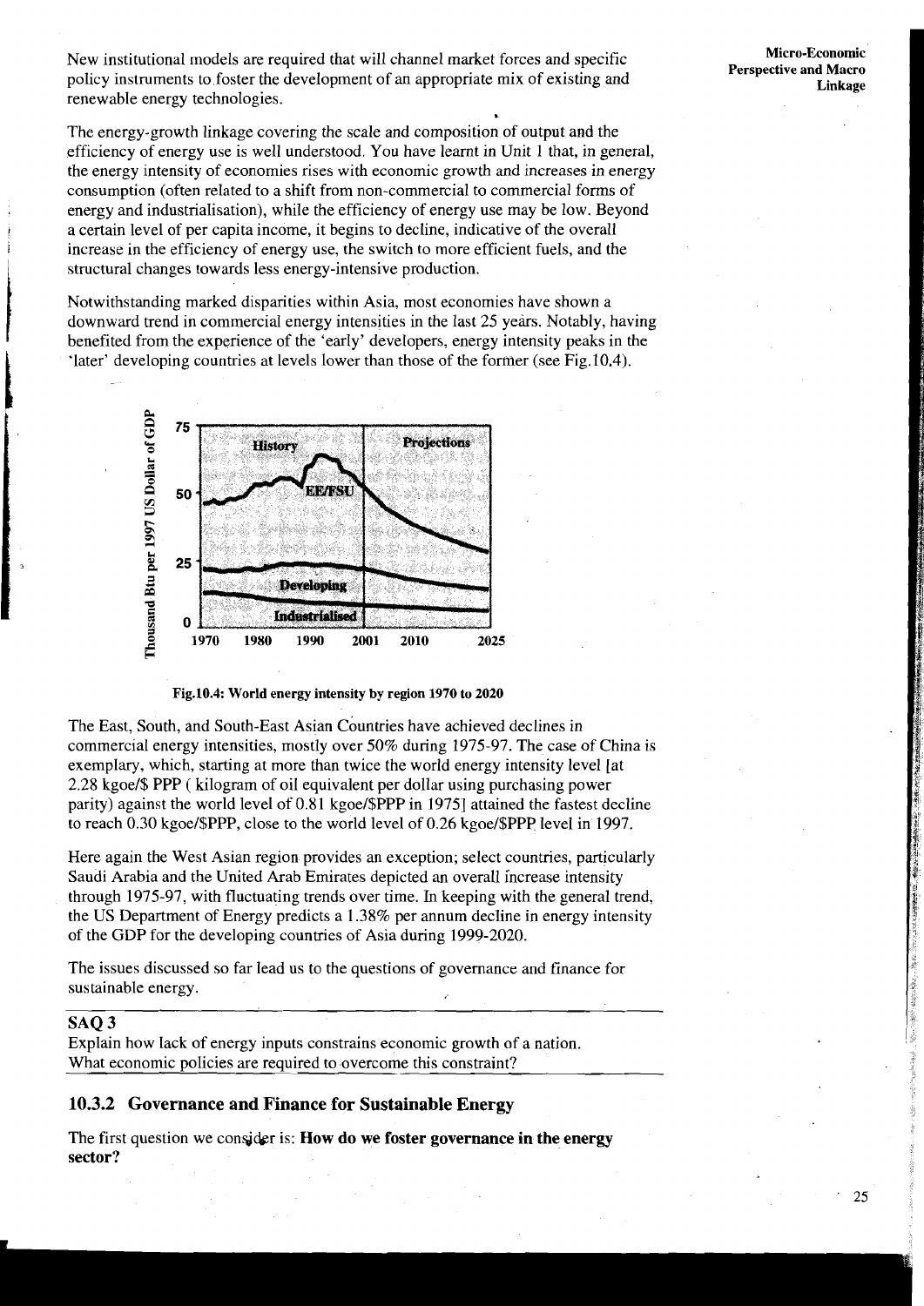New institutional models are required that will channel market forces and specific policy instruments to foster the development of an appropriate mix of existing and renewable energy technologies.

The energy-growth linkage covering the scale and composition of output and the efficiency of energy use is well understood. You have learnt in Unit 1 that, in general, the energy intensity of economies rises with economic growth and increases in energy consumption (often related to a shift from non-commercial to commercial forms of energy and industrialisation), while the efficiency of energy use may be low. Beyond a certain level of per capita income, it begins to decline, indicative of the overall increase in the efficiency of energy use, the switch to more efficient fuels, and the structural changes towards less energy-intensive production.

Notwithstanding marked disparities within Asia, most economies have shown a downward trend in commercial energy intensities in the last 25 years. Notably, having benefited from the experience of the 'early' developers, energy intensity peaks in the 'later' developing countries at levels lower than those of the former (see Fig.10.4).

**Fig.10.4: World energy intensity by region 1970 to 2020**

The East, South, and South-East Asian Countries have achieved declines in commercial energy intensities, mostly over 50% during 1975-97. The case of China is exemplary, which, starting at more than twice the world energy intensity level [at 2.28 kgoe/$ PPP ( kilogram of oil equivalent per dollar using purchasing power parity) against the world level of 0.81 kgoe/$PPP in 1975] attained the fastest decline to reach 0.30 kgoe/$PPP, close to the world level of 0.26 kgoe/$PPP level in 1997.

Here again the West Asian region provides an exception; select countries, particularly Saudi Arabia and the United Arab Emirates depicted an overall increase intensity through 1975-97, with fluctuating trends over time. In keeping with the general trend, the US Department of Energy predicts a 1.38% per annum decline in energy intensity of the GDP for the developing countries of Asia during 1999-2020.

The issues discussed so far lead us to the questions of governance and finance for sustainable energy.

**SAQ 3**

Explain how lack of energy inputs constrains economic growth of a nation. What economic policies are required to overcome this constraint?

### 10.3.2 Governance and Finance for Sustainable Energy

The first question we consider is: **How do we foster governance in the energy sector?**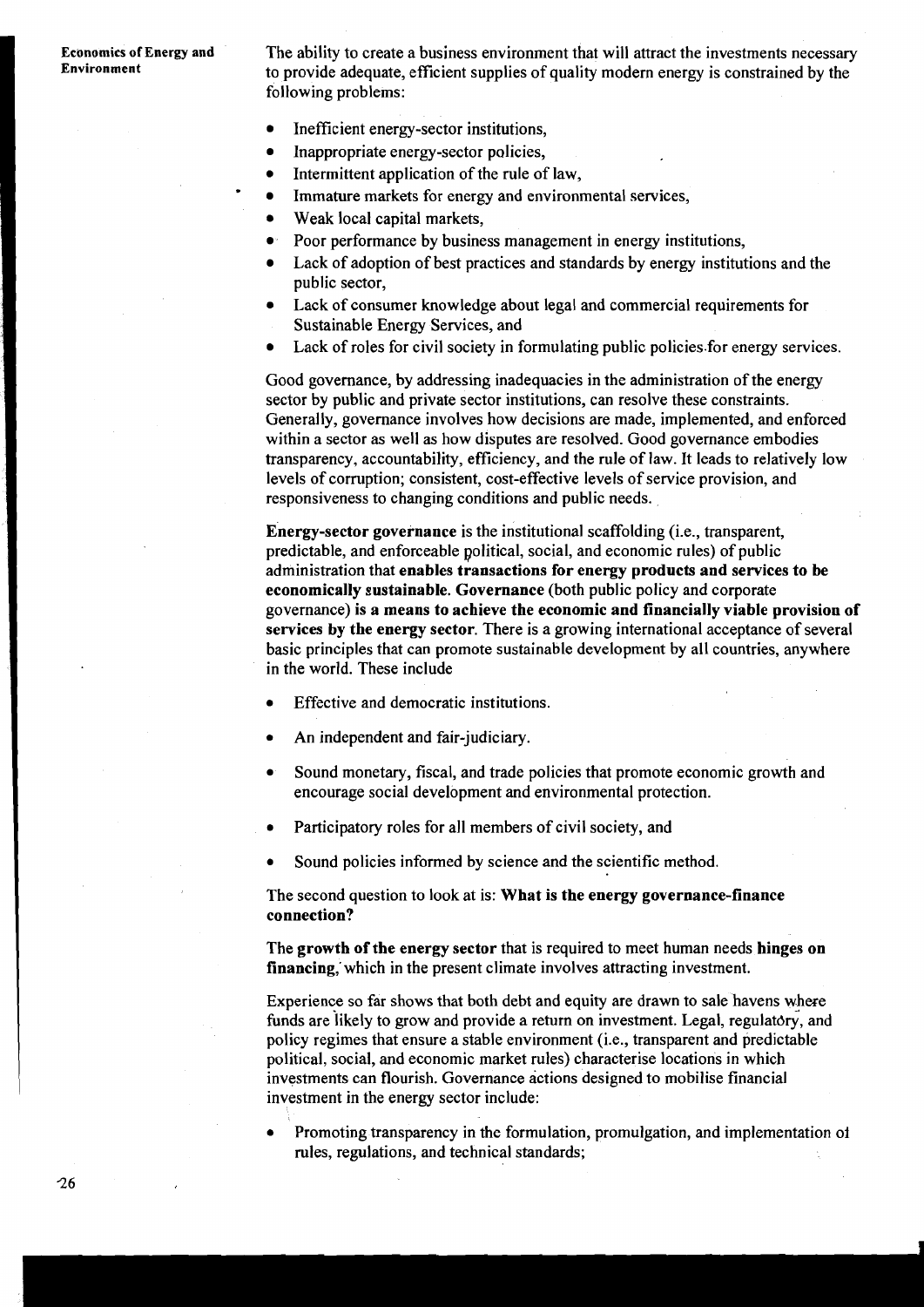The ability to create a business environment that will attract the investments necessary to provide adequate, efficient supplies of quality modern energy is constrained by the following problems:

- Inefficient energy-sector institutions,
- Inappropriate energy-sector policies,
- Intermittent application of the rule of law,
- Immature markets for energy and environmental services,
- Weak local capital markets,
- Poor performance by business management in energy institutions,
- Lack of adoption of best practices and standards by energy institutions and the public sector,
- Lack of consumer knowledge about legal and commercial requirements for Sustainable Energy Services, and
- Lack of roles for civil society in formulating public policies for energy services.

Good governance, by addressing inadequacies in the administration of the energy sector by public and private sector institutions, can resolve these constraints. Generally, governance involves how decisions are made, implemented, and enforced within a sector as well as how disputes are resolved. Good governance embodies transparency, accountability, efficiency, and the rule of law. It leads to relatively low levels of corruption; consistent, cost-effective levels of service provision, and responsiveness to changing conditions and public needs.

**Energy-sector governance** is the institutional scaffolding (i.e., transparent, predictable, and enforceable political, social, and economic rules) of public administration that **enables transactions for energy products and services to be economically sustainable. Governance** (both public policy and corporate governance) **is a means to achieve the economic and financially viable provision of services by the energy sector**. There is a growing international acceptance of several basic principles that can promote sustainable development by all countries, anywhere in the world. These include

- Effective and democratic institutions.
- An independent and fair-judiciary.
- Sound monetary, fiscal, and trade policies that promote economic growth and encourage social development and environmental protection.
- Participatory roles for all members of civil society, and
- Sound policies informed by science and the scientific method.

The second question to look at is: **What is the energy governance-finance connection?**

The **growth of the energy sector** that is required to meet human needs **hinges on financing**, which in the present climate involves attracting investment.

Experience so far shows that both debt and equity are drawn to sale havens where funds are likely to grow and provide a return on investment. Legal, regulatory, and policy regimes that ensure a stable environment (i.e., transparent and predictable political, social, and economic market rules) characterise locations in which investments can flourish. Governance actions designed to mobilise financial investment in the energy sector include:

- Promoting transparency in the formulation, promulgation, and implementation of rules, regulations, and technical standards;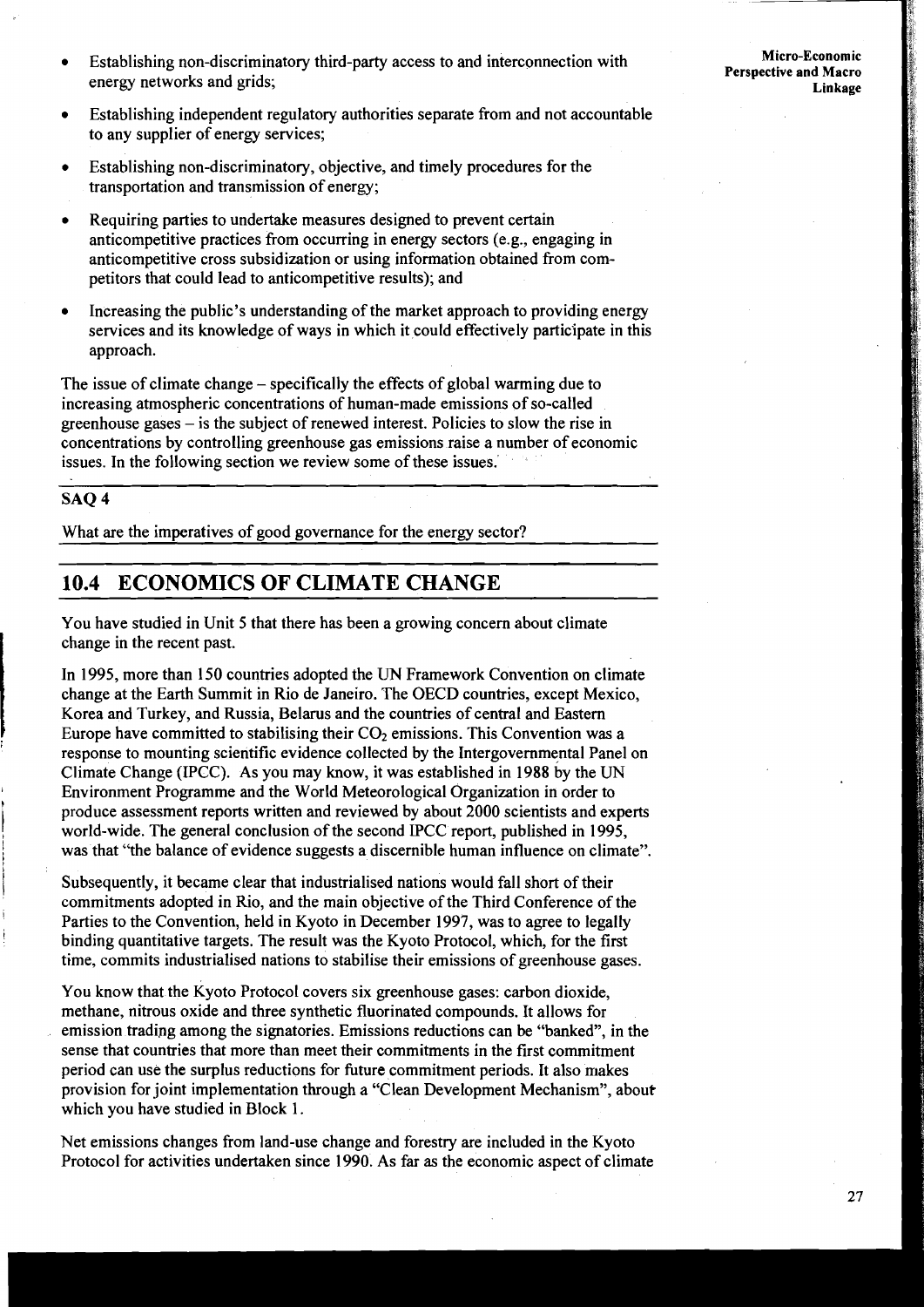- Establishing non-discriminatory third-party access to and interconnection with energy networks and grids;
- Establishing independent regulatory authorities separate from and not accountable to any supplier of energy services;
- Establishing non-discriminatory, objective, and timely procedures for the transportation and transmission of energy;
- Requiring parties to undertake measures designed to prevent certain anticompetitive practices from occurring in energy sectors (e.g., engaging in anticompetitive cross subsidization or using information obtained from competitors that could lead to anticompetitive results); and
- Increasing the public's understanding of the market approach to providing energy services and its knowledge of ways in which it could effectively participate in this approach.

The issue of climate change – specifically the effects of global warming due to increasing atmospheric concentrations of human-made emissions of so-called greenhouse gases – is the subject of renewed interest. Policies to slow the rise in concentrations by controlling greenhouse gas emissions raise a number of economic issues. In the following section we review some of these issues.

**SAQ 4**

What are the imperatives of good governance for the energy sector?

## 10.4 ECONOMICS OF CLIMATE CHANGE

You have studied in Unit 5 that there has been a growing concern about climate change in the recent past.

In 1995, more than 150 countries adopted the UN Framework Convention on climate change at the Earth Summit in Rio de Janeiro. The OECD countries, except Mexico, Korea and Turkey, and Russia, Belarus and the countries of central and Eastern Europe have committed to stabilising their $CO_2$ emissions. This Convention was a response to mounting scientific evidence collected by the Intergovernmental Panel on Climate Change (IPCC). As you may know, it was established in 1988 by the UN Environment Programme and the World Meteorological Organization in order to produce assessment reports written and reviewed by about 2000 scientists and experts world-wide. The general conclusion of the second IPCC report, published in 1995, was that "the balance of evidence suggests a discernible human influence on climate".

Subsequently, it became clear that industrialised nations would fall short of their commitments adopted in Rio, and the main objective of the Third Conference of the Parties to the Convention, held in Kyoto in December 1997, was to agree to legally binding quantitative targets. The result was the Kyoto Protocol, which, for the first time, commits industrialised nations to stabilise their emissions of greenhouse gases.

You know that the Kyoto Protocol covers six greenhouse gases: carbon dioxide, methane, nitrous oxide and three synthetic fluorinated compounds. It allows for emission trading among the signatories. Emissions reductions can be "banked", in the sense that countries that more than meet their commitments in the first commitment period can use the surplus reductions for future commitment periods. It also makes provision for joint implementation through a "Clean Development Mechanism", about which you have studied in Block 1.

Net emissions changes from land-use change and forestry are included in the Kyoto Protocol for activities undertaken since 1990. As far as the economic aspect of climate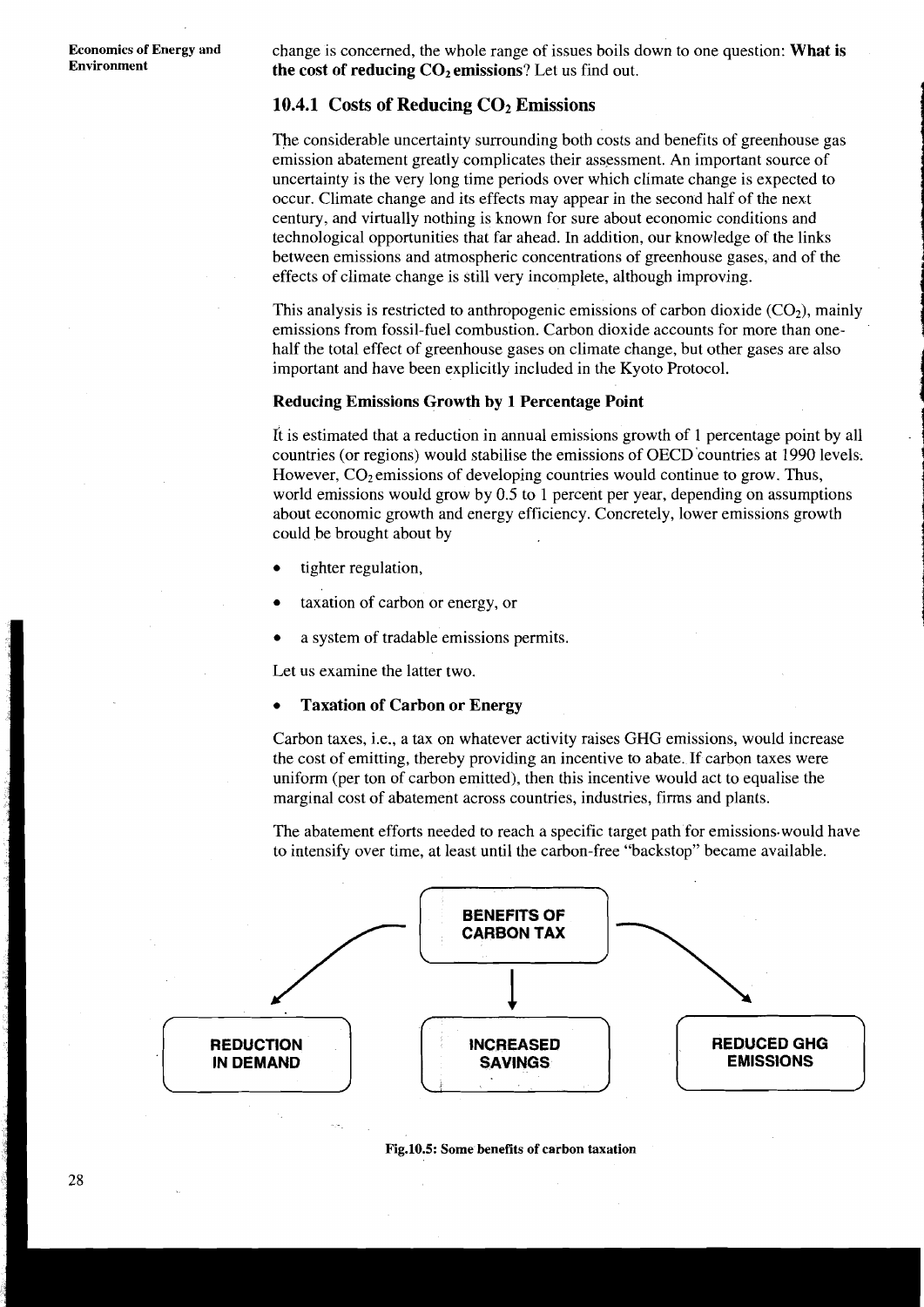change is concerned, the whole range of issues boils down to one question: **What is the cost of reducing $CO_2$ emissions**? Let us find out.

### 10.4.1 Costs of Reducing $CO_2$ Emissions

The considerable uncertainty surrounding both costs and benefits of greenhouse gas emission abatement greatly complicates their assessment. An important source of uncertainty is the very long time periods over which climate change is expected to occur. Climate change and its effects may appear in the second half of the next century, and virtually nothing is known for sure about economic conditions and technological opportunities that far ahead. In addition, our knowledge of the links between emissions and atmospheric concentrations of greenhouse gases, and of the effects of climate change is still very incomplete, although improving.

This analysis is restricted to anthropogenic emissions of carbon dioxide ($CO_2$), mainly emissions from fossil-fuel combustion. Carbon dioxide accounts for more than one-half the total effect of greenhouse gases on climate change, but other gases are also important and have been explicitly included in the Kyoto Protocol.

**Reducing Emissions Growth by 1 Percentage Point**

It is estimated that a reduction in annual emissions growth of 1 percentage point by all countries (or regions) would stabilise the emissions of OECD countries at 1990 levels. However, $CO_2$ emissions of developing countries would continue to grow. Thus, world emissions would grow by 0.5 to 1 percent per year, depending on assumptions about economic growth and energy efficiency. Concretely, lower emissions growth could be brought about by

- tighter regulation,
- taxation of carbon or energy, or
- a system of tradable emissions permits.

Let us examine the latter two.

- **Taxation of Carbon or Energy**

Carbon taxes, i.e., a tax on whatever activity raises GHG emissions, would increase the cost of emitting, thereby providing an incentive to abate. If carbon taxes were uniform (per ton of carbon emitted), then this incentive would act to equalise the marginal cost of abatement across countries, industries, firms and plants.

The abatement efforts needed to reach a specific target path for emissions would have to intensify over time, at least until the carbon-free "backstop" became available.

BENEFITS OF CARBON TAX → REDUCTION IN DEMAND; INCREASED SAVINGS; REDUCED GHG EMISSIONS

Fig.10.5: Some benefits of carbon taxation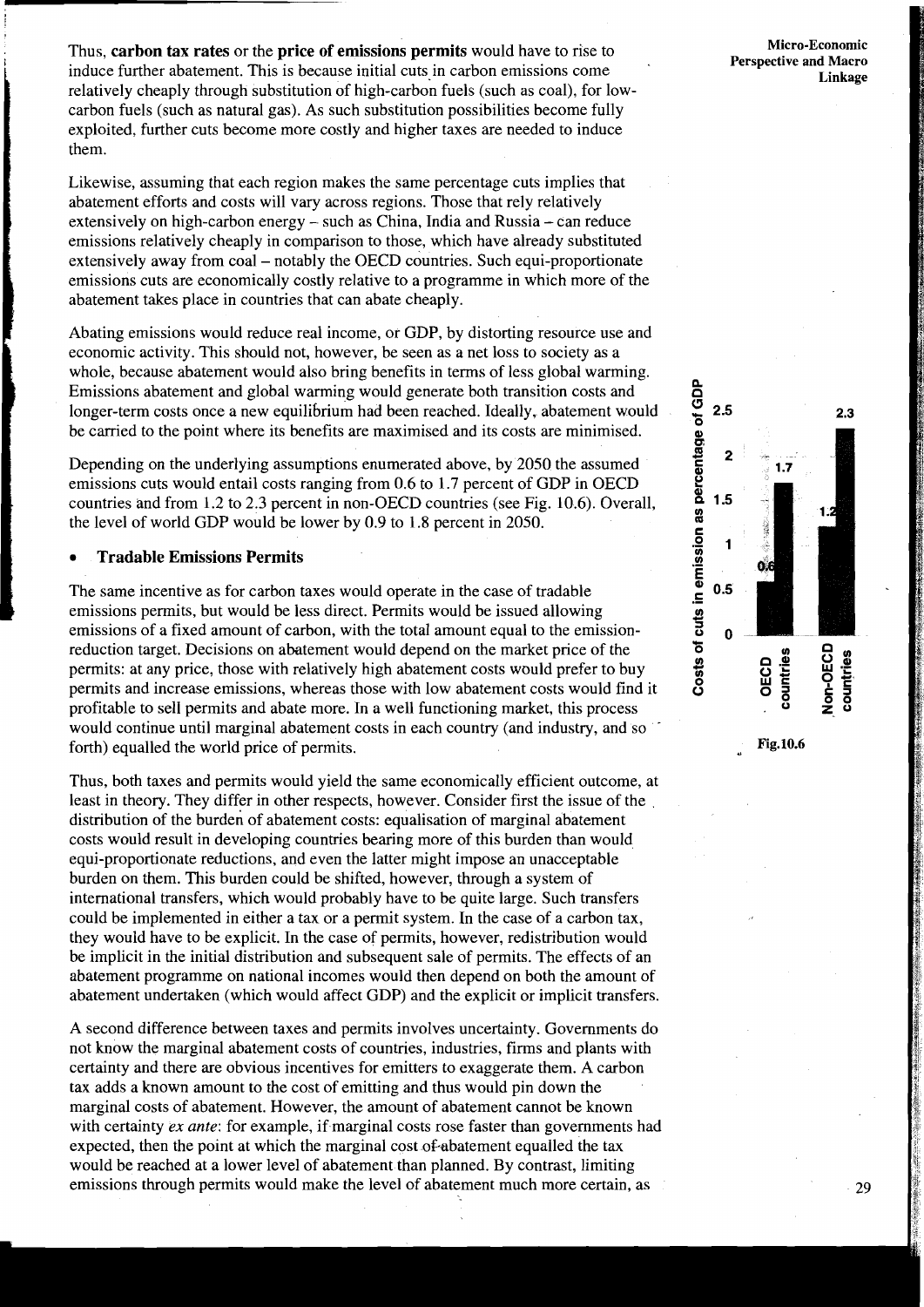Thus, **carbon tax rates** or the **price of emissions permits** would have to rise to induce further abatement. This is because initial cuts in carbon emissions come relatively cheaply through substitution of high-carbon fuels (such as coal), for low-carbon fuels (such as natural gas). As such substitution possibilities become fully exploited, further cuts become more costly and higher taxes are needed to induce them.

Likewise, assuming that each region makes the same percentage cuts implies that abatement efforts and costs will vary across regions. Those that rely relatively extensively on high-carbon energy – such as China, India and Russia – can reduce emissions relatively cheaply in comparison to those, which have already substituted extensively away from coal – notably the OECD countries. Such equi-proportionate emissions cuts are economically costly relative to a programme in which more of the abatement takes place in countries that can abate cheaply.

Abating emissions would reduce real income, or GDP, by distorting resource use and economic activity. This should not, however, be seen as a net loss to society as a whole, because abatement would also bring benefits in terms of less global warming. Emissions abatement and global warming would generate both transition costs and longer-term costs once a new equilibrium had been reached. Ideally, abatement would be carried to the point where its benefits are maximised and its costs are minimised.

Depending on the underlying assumptions enumerated above, by 2050 the assumed emissions cuts would entail costs ranging from 0.6 to 1.7 percent of GDP in OECD countries and from 1.2 to 2.3 percent in non-OECD countries (see Fig. 10.6). Overall, the level of world GDP would be lower by 0.9 to 1.8 percent in 2050.

- **Tradable Emissions Permits**

The same incentive as for carbon taxes would operate in the case of tradable emissions permits, but would be less direct. Permits would be issued allowing emissions of a fixed amount of carbon, with the total amount equal to the emission-reduction target. Decisions on abatement would depend on the market price of the permits: at any price, those with relatively high abatement costs would prefer to buy permits and increase emissions, whereas those with low abatement costs would find it profitable to sell permits and abate more. In a well functioning market, this process would continue until marginal abatement costs in each country (and industry, and so forth) equalled the world price of permits.

Thus, both taxes and permits would yield the same economically efficient outcome, at least in theory. They differ in other respects, however. Consider first the issue of the distribution of the burden of abatement costs: equalisation of marginal abatement costs would result in developing countries bearing more of this burden than would equi-proportionate reductions, and even the latter might impose an unacceptable burden on them. This burden could be shifted, however, through a system of international transfers, which would probably have to be quite large. Such transfers could be implemented in either a tax or a permit system. In the case of a carbon tax, they would have to be explicit. In the case of permits, however, redistribution would be implicit in the initial distribution and subsequent sale of permits. The effects of an abatement programme on national incomes would then depend on both the amount of abatement undertaken (which would affect GDP) and the explicit or implicit transfers.

A second difference between taxes and permits involves uncertainty. Governments do not know the marginal abatement costs of countries, industries, firms and plants with certainty and there are obvious incentives for emitters to exaggerate them. A carbon tax adds a known amount to the cost of emitting and thus would pin down the marginal costs of abatement. However, the amount of abatement cannot be known with certainty *ex ante*: for example, if marginal costs rose faster than governments had expected, then the point at which the marginal cost of abatement equalled the tax would be reached at a lower level of abatement than planned. By contrast, limiting emissions through permits would make the level of abatement much more certain, as

| Costs of cuts in emission as percentage of GDP | Low | High |
| --- | --- | --- |
| OECD countries | 0.6 | 1.7 |
| Non-OECD countries | 1.2 | 2.3 |

Fig.10.6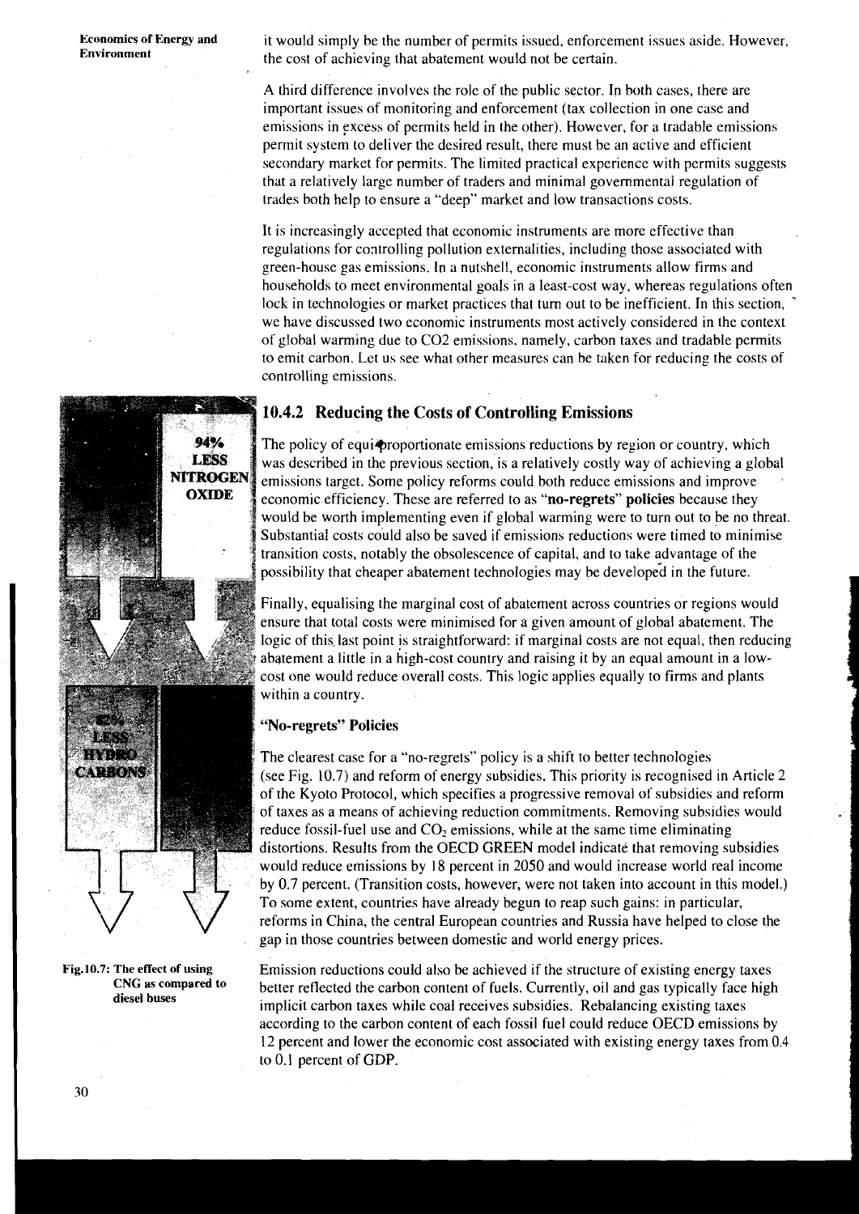it would simply be the number of permits issued, enforcement issues aside. However, the cost of achieving that abatement would not be certain.

A third difference involves the role of the public sector. In both cases, there are important issues of monitoring and enforcement (tax collection in one case and emissions in excess of permits held in the other). However, for a tradable emissions permit system to deliver the desired result, there must be an active and efficient secondary market for permits. The limited practical experience with permits suggests that a relatively large number of traders and minimal governmental regulation of trades both help to ensure a "deep" market and low transactions costs.

It is increasingly accepted that economic instruments are more effective than regulations for controlling pollution externalities, including those associated with green-house gas emissions. In a nutshell, economic instruments allow firms and households to meet environmental goals in a least-cost way, whereas regulations often lock in technologies or market practices that turn out to be inefficient. In this section, we have discussed two economic instruments most actively considered in the context of global warming due to CO2 emissions, namely, carbon taxes and tradable permits to emit carbon. Let us see what other measures can be taken for reducing the costs of controlling emissions.

### 10.4.2 Reducing the Costs of Controlling Emissions

The policy of equiproportionate emissions reductions by region or country, which was described in the previous section, is a relatively costly way of achieving a global emissions target. Some policy reforms could both reduce emissions and improve economic efficiency. These are referred to as "**no-regrets" policies** because they would be worth implementing even if global warming were to turn out to be no threat. Substantial costs could also be saved if emissions reductions were timed to minimise transition costs, notably the obsolescence of capital, and to take advantage of the possibility that cheaper abatement technologies may be developed in the future.

Finally, equalising the marginal cost of abatement across countries or regions would ensure that total costs were minimised for a given amount of global abatement. The logic of this last point is straightforward: if marginal costs are not equal, then reducing abatement a little in a high-cost country and raising it by an equal amount in a low-cost one would reduce overall costs. This logic applies equally to firms and plants within a country.

94% LESS NITROGEN OXIDE

82% LESS HYDRO CARBONS

Fig.10.7: The effect of using CNG as compared to diesel buses

#### "No-regrets" Policies

The clearest case for a "no-regrets" policy is a shift to better technologies (see Fig. 10.7) and reform of energy subsidies. This priority is recognised in Article 2 of the Kyoto Protocol, which specifies a progressive removal of subsidies and reform of taxes as a means of achieving reduction commitments. Removing subsidies would reduce fossil-fuel use and $CO_2$ emissions, while at the same time eliminating distortions. Results from the OECD GREEN model indicate that removing subsidies would reduce emissions by 18 percent in 2050 and would increase world real income by 0.7 percent. (Transition costs, however, were not taken into account in this model.) To some extent, countries have already begun to reap such gains: in particular, reforms in China, the central European countries and Russia have helped to close the gap in those countries between domestic and world energy prices.

Emission reductions could also be achieved if the structure of existing energy taxes better reflected the carbon content of fuels. Currently, oil and gas typically face high implicit carbon taxes while coal receives subsidies. Rebalancing existing taxes according to the carbon content of each fossil fuel could reduce OECD emissions by 12 percent and lower the economic cost associated with existing energy taxes from 0.4 to 0.1 percent of GDP.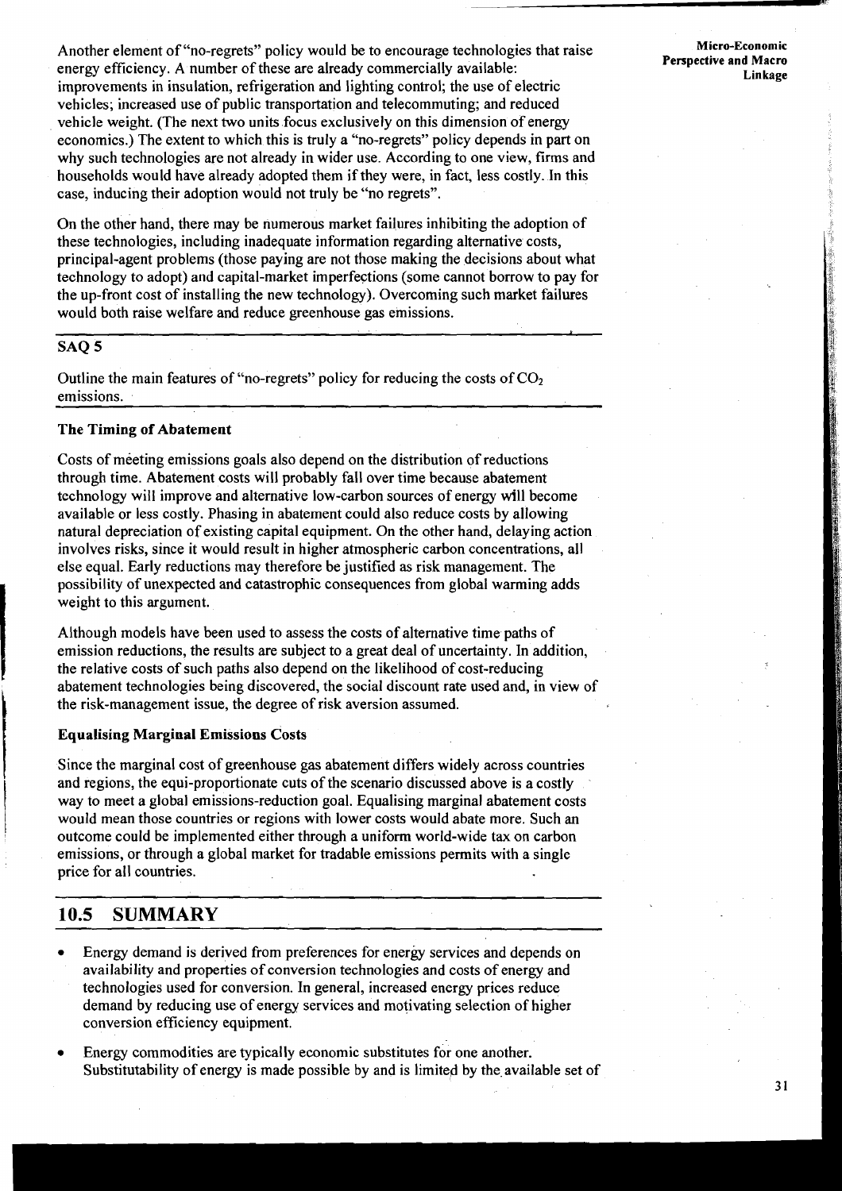Another element of "no-regrets" policy would be to encourage technologies that raise energy efficiency. A number of these are already commercially available: improvements in insulation, refrigeration and lighting control; the use of electric vehicles; increased use of public transportation and telecommuting; and reduced vehicle weight. (The next two units focus exclusively on this dimension of energy economics.) The extent to which this is truly a "no-regrets" policy depends in part on why such technologies are not already in wider use. According to one view, firms and households would have already adopted them if they were, in fact, less costly. In this case, inducing their adoption would not truly be "no regrets".

On the other hand, there may be numerous market failures inhibiting the adoption of these technologies, including inadequate information regarding alternative costs, principal-agent problems (those paying are not those making the decisions about what technology to adopt) and capital-market imperfections (some cannot borrow to pay for the up-front cost of installing the new technology). Overcoming such market failures would both raise welfare and reduce greenhouse gas emissions.

## SAQ 5

Outline the main features of "no-regrets" policy for reducing the costs of $CO_2$ emissions.

### The Timing of Abatement

Costs of meeting emissions goals also depend on the distribution of reductions through time. Abatement costs will probably fall over time because abatement technology will improve and alternative low-carbon sources of energy will become available or less costly. Phasing in abatement could also reduce costs by allowing natural depreciation of existing capital equipment. On the other hand, delaying action involves risks, since it would result in higher atmospheric carbon concentrations, all else equal. Early reductions may therefore be justified as risk management. The possibility of unexpected and catastrophic consequences from global warming adds weight to this argument.

Although models have been used to assess the costs of alternative time paths of emission reductions, the results are subject to a great deal of uncertainty. In addition, the relative costs of such paths also depend on the likelihood of cost-reducing abatement technologies being discovered, the social discount rate used and, in view of the risk-management issue, the degree of risk aversion assumed.

### Equalising Marginal Emissions Costs

Since the marginal cost of greenhouse gas abatement differs widely across countries and regions, the equi-proportionate cuts of the scenario discussed above is a costly way to meet a global emissions-reduction goal. Equalising marginal abatement costs would mean those countries or regions with lower costs would abate more. Such an outcome could be implemented either through a uniform world-wide tax on carbon emissions, or through a global market for tradable emissions permits with a single price for all countries.

## 10.5 SUMMARY

- Energy demand is derived from preferences for energy services and depends on availability and properties of conversion technologies and costs of energy and technologies used for conversion. In general, increased energy prices reduce demand by reducing use of energy services and motivating selection of higher conversion efficiency equipment.
- Energy commodities are typically economic substitutes for one another. Substitutability of energy is made possible by and is limited by the available set of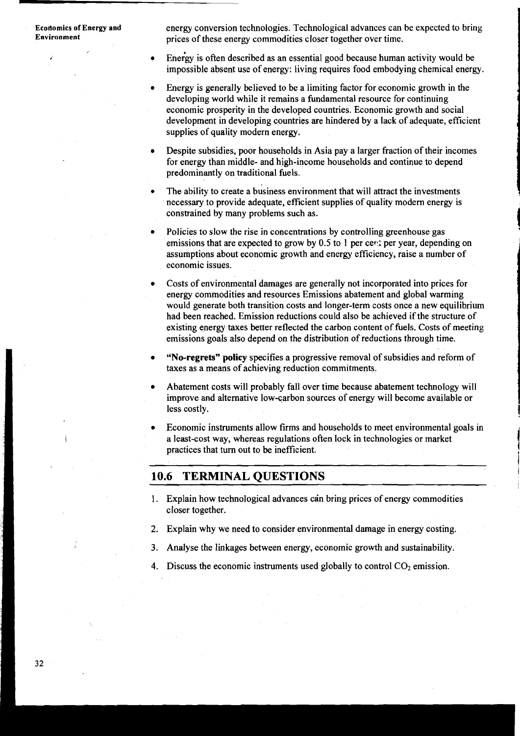energy conversion technologies. Technological advances can be expected to bring prices of these energy commodities closer together over time.

- Energy is often described as an essential good because human activity would be impossible absent use of energy: living requires food embodying chemical energy.
- Energy is generally believed to be a limiting factor for economic growth in the developing world while it remains a fundamental resource for continuing economic prosperity in the developed countries. Economic growth and social development in developing countries are hindered by a lack of adequate, efficient supplies of quality modern energy.
- Despite subsidies, poor households in Asia pay a larger fraction of their incomes for energy than middle- and high-income households and continue to depend predominantly on traditional fuels.
- The ability to create a business environment that will attract the investments necessary to provide adequate, efficient supplies of quality modern energy is constrained by many problems such as.
- Policies to slow the rise in concentrations by controlling greenhouse gas emissions that are expected to grow by 0.5 to 1 per cent per year, depending on assumptions about economic growth and energy efficiency, raise a number of economic issues.
- Costs of environmental damages are generally not incorporated into prices for energy commodities and resources Emissions abatement and global warming would generate both transition costs and longer-term costs once a new equilibrium had been reached. Emission reductions could also be achieved if the structure of existing energy taxes better reflected the carbon content of fuels. Costs of meeting emissions goals also depend on the distribution of reductions through time.
- **"No-regrets" policy** specifies a progressive removal of subsidies and reform of taxes as a means of achieving reduction commitments.
- Abatement costs will probably fall over time because abatement technology will improve and alternative low-carbon sources of energy will become available or less costly.
- Economic instruments allow firms and households to meet environmental goals in a least-cost way, whereas regulations often lock in technologies or market practices that turn out to be inefficient.

## 10.6 TERMINAL QUESTIONS

1. Explain how technological advances can bring prices of energy commodities closer together.
2. Explain why we need to consider environmental damage in energy costing.
3. Analyse the linkages between energy, economic growth and sustainability.
4. Discuss the economic instruments used globally to control $CO_2$ emission.